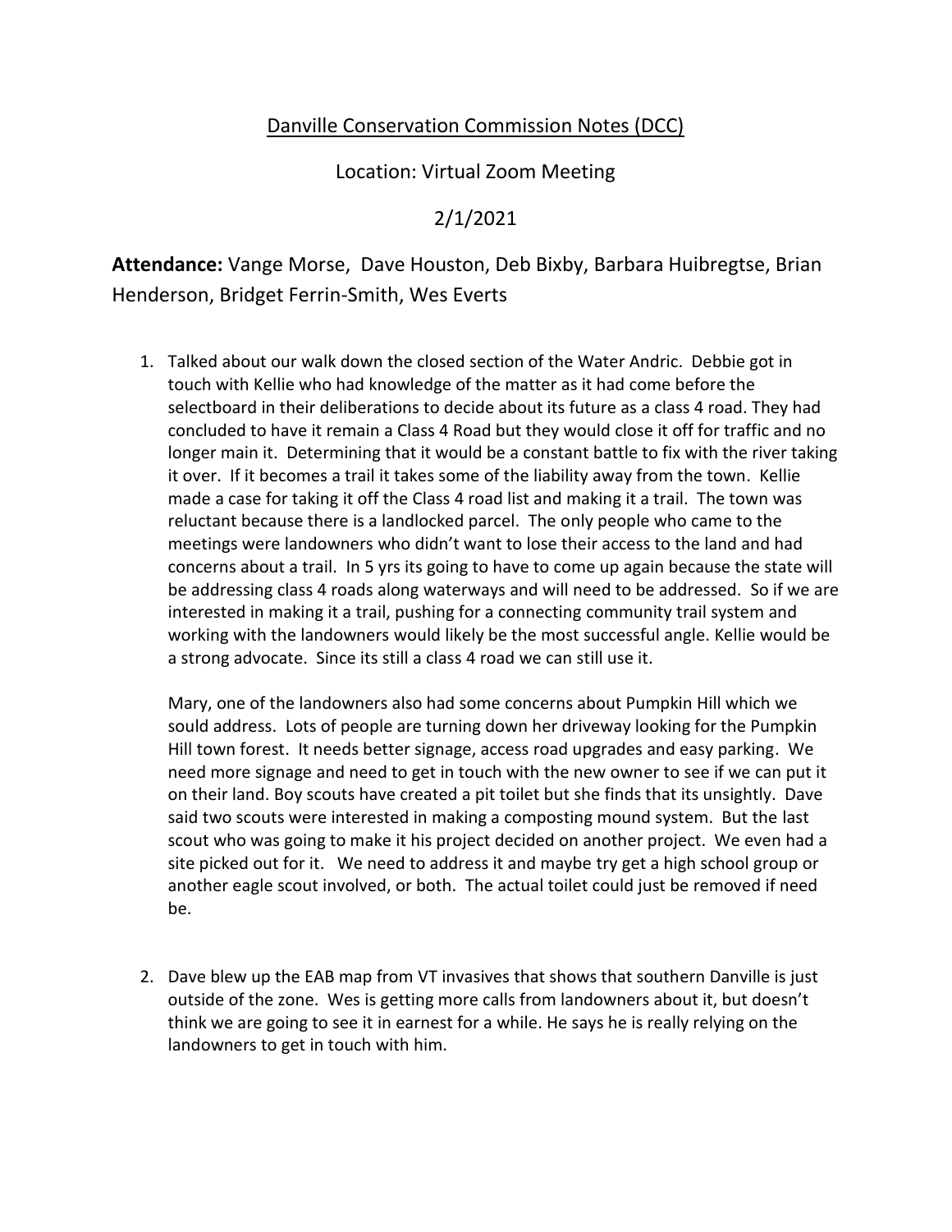Danville Conservation Commission Notes (DCC)

Location: Virtual Zoom Meeting

2/1/2021

**Attendance:** Vange Morse, Dave Houston, Deb Bixby, Barbara Huibregtse, Brian Henderson, Bridget Ferrin-Smith, Wes Everts

1. Talked about our walk down the closed section of the Water Andric. Debbie got in touch with Kellie who had knowledge of the matter as it had come before the selectboard in their deliberations to decide about its future as a class 4 road. They had concluded to have it remain a Class 4 Road but they would close it off for traffic and no longer main it. Determining that it would be a constant battle to fix with the river taking it over. If it becomes a trail it takes some of the liability away from the town. Kellie made a case for taking it off the Class 4 road list and making it a trail. The town was reluctant because there is a landlocked parcel. The only people who came to the meetings were landowners who didn't want to lose their access to the land and had concerns about a trail. In 5 yrs its going to have to come up again because the state will be addressing class 4 roads along waterways and will need to be addressed. So if we are interested in making it a trail, pushing for a connecting community trail system and working with the landowners would likely be the most successful angle. Kellie would be a strong advocate. Since its still a class 4 road we can still use it.

   Mary, one of the landowners also had some concerns about Pumpkin Hill which we sould address. Lots of people are turning down her driveway looking for the Pumpkin Hill town forest. It needs better signage, access road upgrades and easy parking. We need more signage and need to get in touch with the new owner to see if we can put it on their land. Boy scouts have created a pit toilet but she finds that its unsightly. Dave said two scouts were interested in making a composting mound system. But the last scout who was going to make it his project decided on another project. We even had a site picked out for it. We need to address it and maybe try get a high school group or another eagle scout involved, or both. The actual toilet could just be removed if need be.

2. Dave blew up the EAB map from VT invasives that shows that southern Danville is just outside of the zone. Wes is getting more calls from landowners about it, but doesn't think we are going to see it in earnest for a while. He says he is really relying on the landowners to get in touch with him.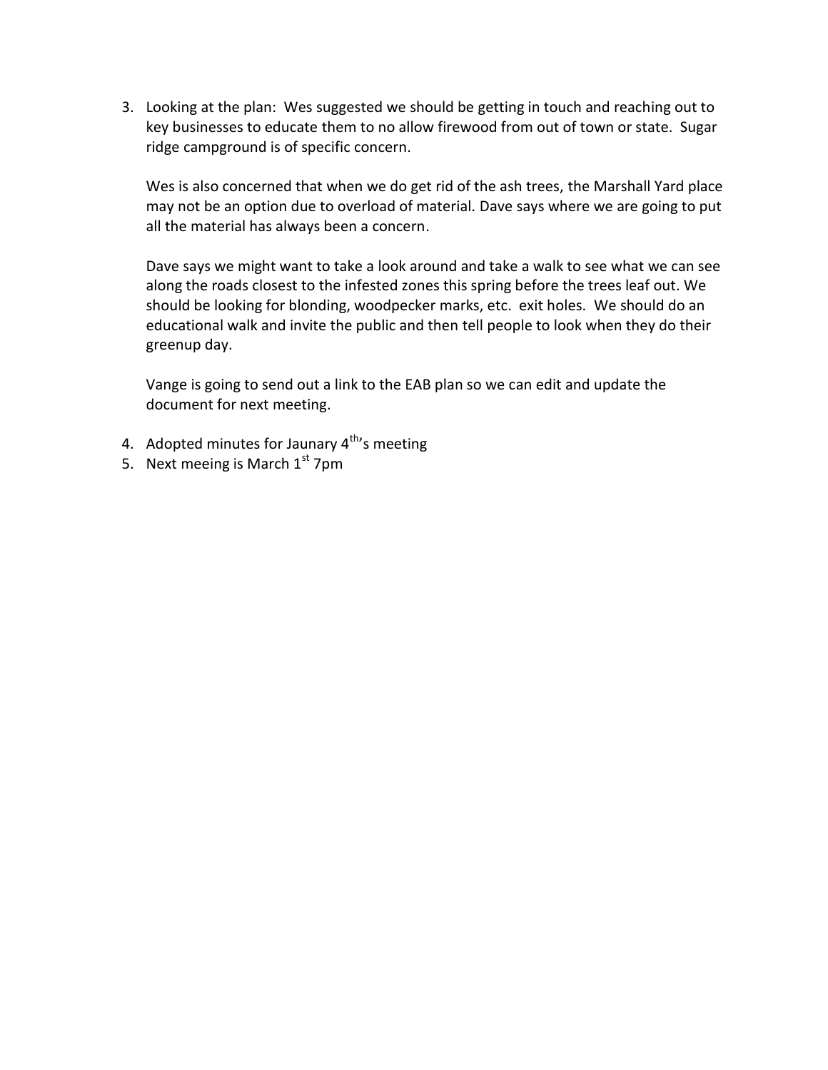3. Looking at the plan: Wes suggested we should be getting in touch and reaching out to key businesses to educate them to no allow firewood from out of town or state. Sugar ridge campground is of specific concern.

   Wes is also concerned that when we do get rid of the ash trees, the Marshall Yard place may not be an option due to overload of material. Dave says where we are going to put all the material has always been a concern.

   Dave says we might want to take a look around and take a walk to see what we can see along the roads closest to the infested zones this spring before the trees leaf out. We should be looking for blonding, woodpecker marks, etc. exit holes. We should do an educational walk and invite the public and then tell people to look when they do their greenup day.

   Vange is going to send out a link to the EAB plan so we can edit and update the document for next meeting.

4. Adopted minutes for Jaunary 4th's meeting
5. Next meeing is March 1st 7pm